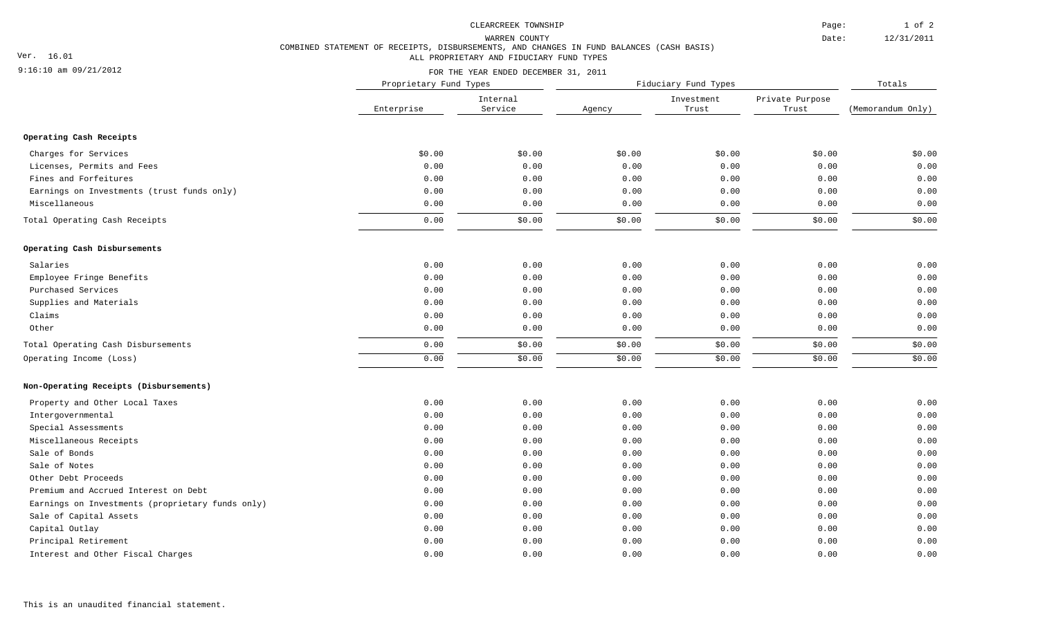# CLEARCREEK TOWNSHIP

## WARREN COUNTY

### COMBINED STATEMENT OF RECEIPTS, DISBURSEMENTS, AND CHANGES IN FUND BALANCES (CASH BASIS)

ALL PROPRIETARY AND FIDUCIARY FUND TYPES

FOR THE YEAR ENDED DECEMBER 31, 2011

Ver. 16.01

9:16:10 am 09/21/2012

Date: 12/31/2011

| | Proprietary Fund Types | | Fiduciary Fund Types | | | Totals |
|---|---|---|---|---|---|---|
| | Enterprise | Internal Service | Agency | Investment Trust | Private Purpose Trust | (Memorandum Only) |
| **Operating Cash Receipts** | | | | | | |
| Charges for Services | $0.00 | $0.00 | $0.00 | $0.00 | $0.00 | $0.00 |
| Licenses, Permits and Fees | 0.00 | 0.00 | 0.00 | 0.00 | 0.00 | 0.00 |
| Fines and Forfeitures | 0.00 | 0.00 | 0.00 | 0.00 | 0.00 | 0.00 |
| Earnings on Investments (trust funds only) | 0.00 | 0.00 | 0.00 | 0.00 | 0.00 | 0.00 |
| Miscellaneous | 0.00 | 0.00 | 0.00 | 0.00 | 0.00 | 0.00 |
| Total Operating Cash Receipts | 0.00 | $0.00 | $0.00 | $0.00 | $0.00 | $0.00 |
| **Operating Cash Disbursements** | | | | | | |
| Salaries | 0.00 | 0.00 | 0.00 | 0.00 | 0.00 | 0.00 |
| Employee Fringe Benefits | 0.00 | 0.00 | 0.00 | 0.00 | 0.00 | 0.00 |
| Purchased Services | 0.00 | 0.00 | 0.00 | 0.00 | 0.00 | 0.00 |
| Supplies and Materials | 0.00 | 0.00 | 0.00 | 0.00 | 0.00 | 0.00 |
| Claims | 0.00 | 0.00 | 0.00 | 0.00 | 0.00 | 0.00 |
| Other | 0.00 | 0.00 | 0.00 | 0.00 | 0.00 | 0.00 |
| Total Operating Cash Disbursements | 0.00 | $0.00 | $0.00 | $0.00 | $0.00 | $0.00 |
| Operating Income (Loss) | 0.00 | $0.00 | $0.00 | $0.00 | $0.00 | $0.00 |
| **Non-Operating Receipts (Disbursements)** | | | | | | |
| Property and Other Local Taxes | 0.00 | 0.00 | 0.00 | 0.00 | 0.00 | 0.00 |
| Intergovernmental | 0.00 | 0.00 | 0.00 | 0.00 | 0.00 | 0.00 |
| Special Assessments | 0.00 | 0.00 | 0.00 | 0.00 | 0.00 | 0.00 |
| Miscellaneous Receipts | 0.00 | 0.00 | 0.00 | 0.00 | 0.00 | 0.00 |
| Sale of Bonds | 0.00 | 0.00 | 0.00 | 0.00 | 0.00 | 0.00 |
| Sale of Notes | 0.00 | 0.00 | 0.00 | 0.00 | 0.00 | 0.00 |
| Other Debt Proceeds | 0.00 | 0.00 | 0.00 | 0.00 | 0.00 | 0.00 |
| Premium and Accrued Interest on Debt | 0.00 | 0.00 | 0.00 | 0.00 | 0.00 | 0.00 |
| Earnings on Investments (proprietary funds only) | 0.00 | 0.00 | 0.00 | 0.00 | 0.00 | 0.00 |
| Sale of Capital Assets | 0.00 | 0.00 | 0.00 | 0.00 | 0.00 | 0.00 |
| Capital Outlay | 0.00 | 0.00 | 0.00 | 0.00 | 0.00 | 0.00 |
| Principal Retirement | 0.00 | 0.00 | 0.00 | 0.00 | 0.00 | 0.00 |
| Interest and Other Fiscal Charges | 0.00 | 0.00 | 0.00 | 0.00 | 0.00 | 0.00 |

This is an unaudited financial statement.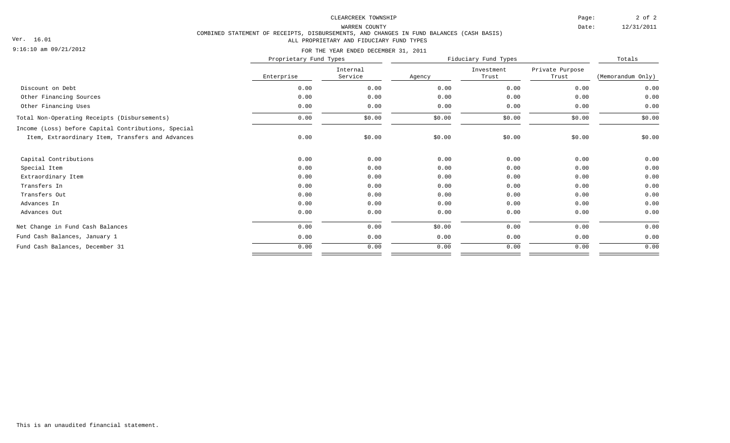CLEARCREEK TOWNSHIP

WARREN COUNTY

COMBINED STATEMENT OF RECEIPTS, DISBURSEMENTS, AND CHANGES IN FUND BALANCES (CASH BASIS)

ALL PROPRIETARY AND FIDUCIARY FUND TYPES

FOR THE YEAR ENDED DECEMBER 31, 2011

Date: 12/31/2011

Ver. 16.01

9:16:10 am 09/21/2012

| | Proprietary Fund Types | | Fiduciary Fund Types | | | Totals |
|---|---|---|---|---|---|---|
| | Enterprise | Internal Service | Agency | Investment Trust | Private Purpose Trust | (Memorandum Only) |
| Discount on Debt | 0.00 | 0.00 | 0.00 | 0.00 | 0.00 | 0.00 |
| Other Financing Sources | 0.00 | 0.00 | 0.00 | 0.00 | 0.00 | 0.00 |
| Other Financing Uses | 0.00 | 0.00 | 0.00 | 0.00 | 0.00 | 0.00 |
| Total Non-Operating Receipts (Disbursements) | 0.00 | $0.00 | $0.00 | $0.00 | $0.00 | $0.00 |
| Income (Loss) before Capital Contributions, Special Item, Extraordinary Item, Transfers and Advances | 0.00 | $0.00 | $0.00 | $0.00 | $0.00 | $0.00 |
| Capital Contributions | 0.00 | 0.00 | 0.00 | 0.00 | 0.00 | 0.00 |
| Special Item | 0.00 | 0.00 | 0.00 | 0.00 | 0.00 | 0.00 |
| Extraordinary Item | 0.00 | 0.00 | 0.00 | 0.00 | 0.00 | 0.00 |
| Transfers In | 0.00 | 0.00 | 0.00 | 0.00 | 0.00 | 0.00 |
| Transfers Out | 0.00 | 0.00 | 0.00 | 0.00 | 0.00 | 0.00 |
| Advances In | 0.00 | 0.00 | 0.00 | 0.00 | 0.00 | 0.00 |
| Advances Out | 0.00 | 0.00 | 0.00 | 0.00 | 0.00 | 0.00 |
| Net Change in Fund Cash Balances | 0.00 | 0.00 | $0.00 | 0.00 | 0.00 | 0.00 |
| Fund Cash Balances, January 1 | 0.00 | 0.00 | 0.00 | 0.00 | 0.00 | 0.00 |
| Fund Cash Balances, December 31 | 0.00 | 0.00 | 0.00 | 0.00 | 0.00 | 0.00 |

This is an unaudited financial statement.